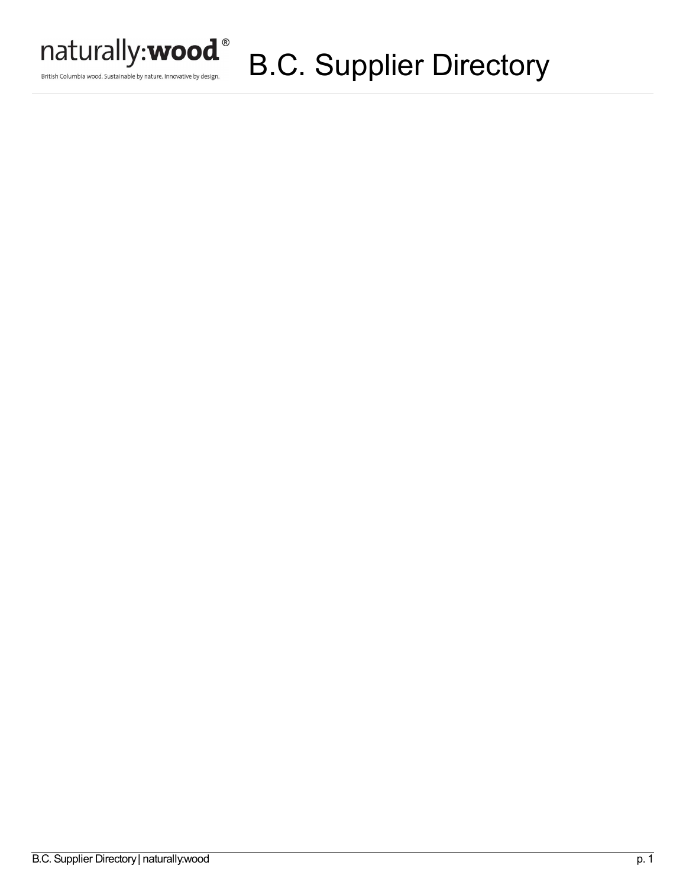naturally:**wood**®

British Columbia wood. Sustainable by nature. Innovative by design.

# B.C. Supplier Directory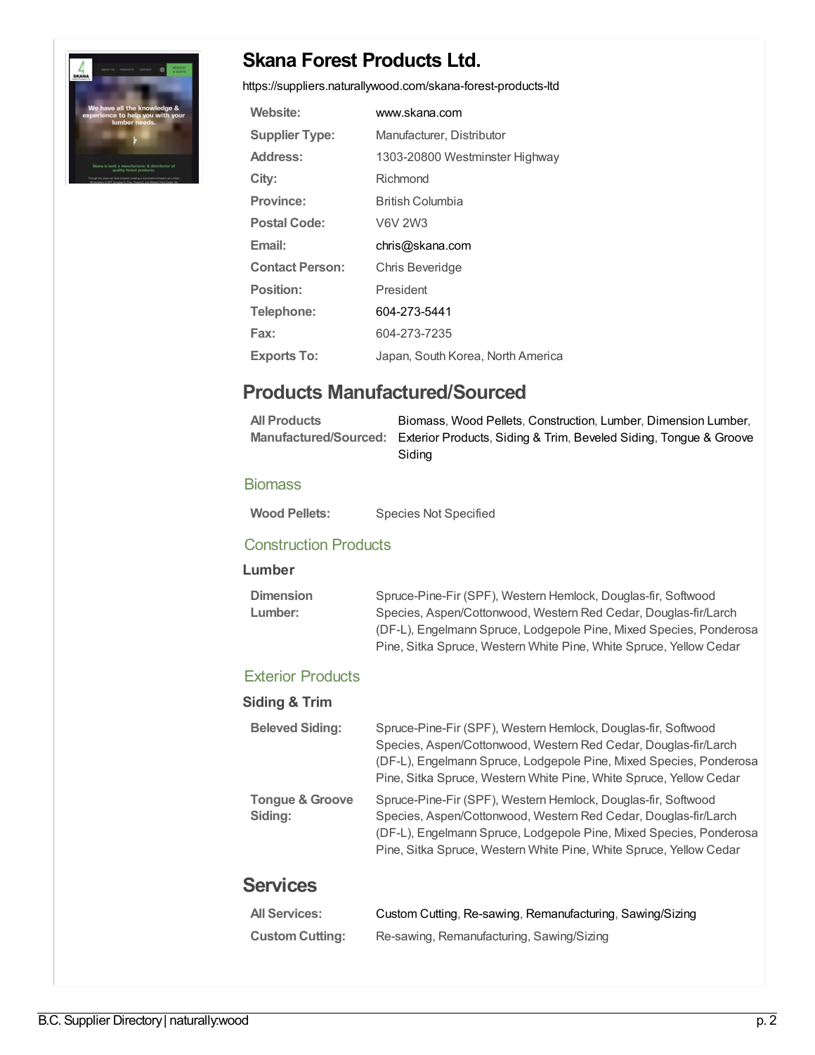# Skana Forest Products Ltd.

https://suppliers.naturallywood.com/skana-forest-products-ltd

| | |
|---|---|
| **Website:** | www.skana.com |
| **Supplier Type:** | Manufacturer, Distributor |
| **Address:** | 1303-20800 Westminster Highway |
| **City:** | Richmond |
| **Province:** | British Columbia |
| **Postal Code:** | V6V 2W3 |
| **Email:** | chris@skana.com |
| **Contact Person:** | Chris Beveridge |
| **Position:** | President |
| **Telephone:** | 604-273-5441 |
| **Fax:** | 604-273-7235 |
| **Exports To:** | Japan, South Korea, North America |

## Products Manufactured/Sourced

| | |
|---|---|
| **All Products Manufactured/Sourced:** | Biomass, Wood Pellets, Construction, Lumber, Dimension Lumber, Exterior Products, Siding & Trim, Beveled Siding, Tongue & Groove Siding |

### Biomass

| | |
|---|---|
| **Wood Pellets:** | Species Not Specified |

### Construction Products

#### Lumber

| | |
|---|---|
| **Dimension Lumber:** | Spruce-Pine-Fir (SPF), Western Hemlock, Douglas-fir, Softwood Species, Aspen/Cottonwood, Western Red Cedar, Douglas-fir/Larch (DF-L), Engelmann Spruce, Lodgepole Pine, Mixed Species, Ponderosa Pine, Sitka Spruce, Western White Pine, White Spruce, Yellow Cedar |

### Exterior Products

#### Siding & Trim

| | |
|---|---|
| **Beleved Siding:** | Spruce-Pine-Fir (SPF), Western Hemlock, Douglas-fir, Softwood Species, Aspen/Cottonwood, Western Red Cedar, Douglas-fir/Larch (DF-L), Engelmann Spruce, Lodgepole Pine, Mixed Species, Ponderosa Pine, Sitka Spruce, Western White Pine, White Spruce, Yellow Cedar |
| **Tongue & Groove Siding:** | Spruce-Pine-Fir (SPF), Western Hemlock, Douglas-fir, Softwood Species, Aspen/Cottonwood, Western Red Cedar, Douglas-fir/Larch (DF-L), Engelmann Spruce, Lodgepole Pine, Mixed Species, Ponderosa Pine, Sitka Spruce, Western White Pine, White Spruce, Yellow Cedar |

## Services

| | |
|---|---|
| **All Services:** | Custom Cutting, Re-sawing, Remanufacturing, Sawing/Sizing |
| **Custom Cutting:** | Re-sawing, Remanufacturing, Sawing/Sizing |